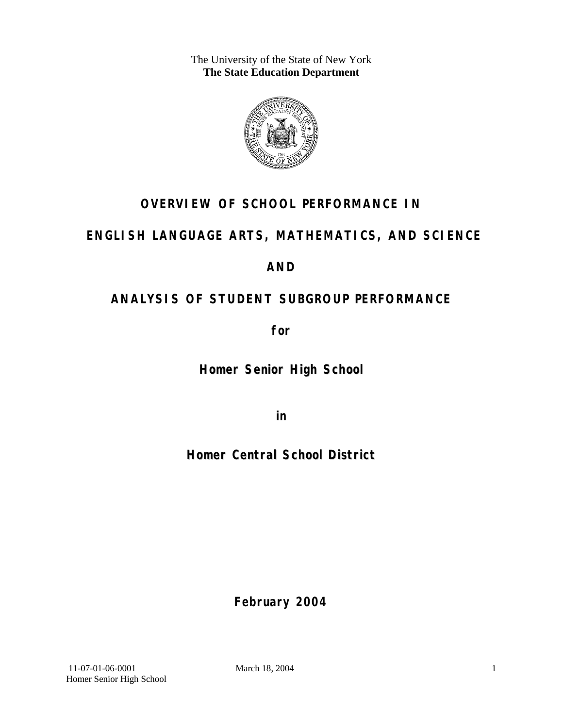The University of the State of New York
**The State Education Department**

# OVERVIEW OF SCHOOL PERFORMANCE IN

# ENGLISH LANGUAGE ARTS, MATHEMATICS, AND SCIENCE

# AND

# ANALYSIS OF STUDENT SUBGROUP PERFORMANCE

**for**

## Homer Senior High School

**in**

## Homer Central School District

**February 2004**

11-07-01-06-0001 March 18, 2004
Homer Senior High School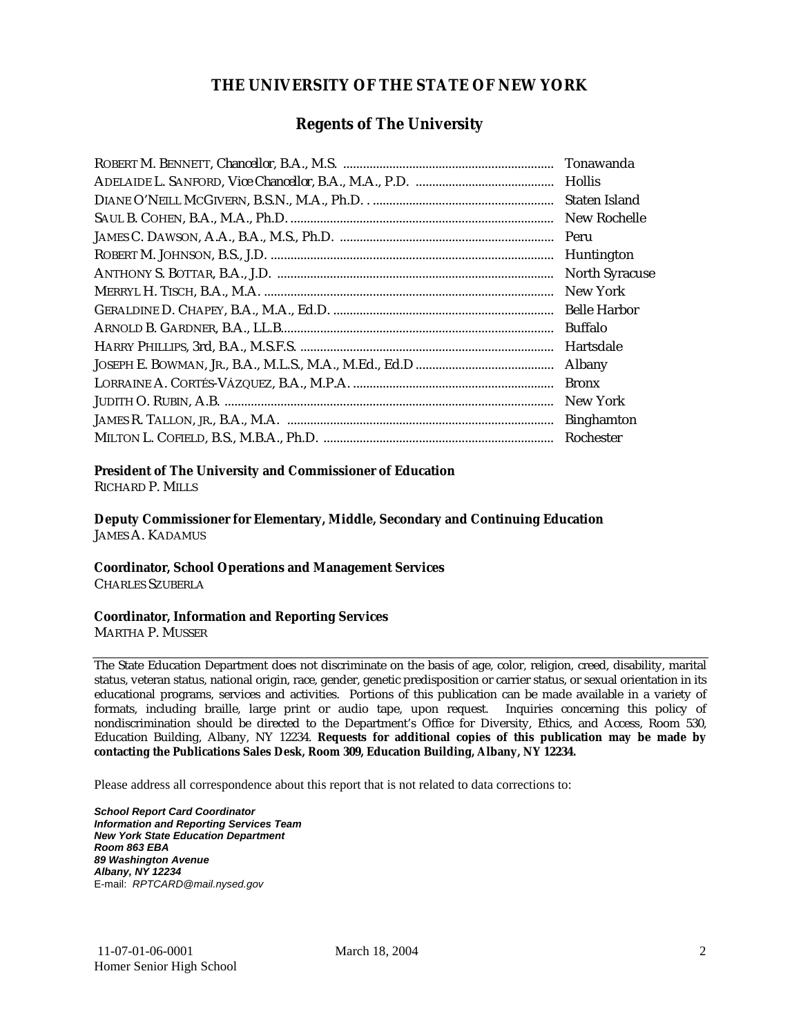# THE UNIVERSITY OF THE STATE OF NEW YORK

## Regents of The University

| | |
|---|---|
| ROBERT M. BENNETT, *Chancellor*, B.A., M.S. | Tonawanda |
| ADELAIDE L. SANFORD, *Vice Chancellor*, B.A., M.A., P.D. | Hollis |
| DIANE O'NEILL MCGIVERN, B.S.N., M.A., Ph.D. | Staten Island |
| SAUL B. COHEN, B.A., M.A., Ph.D. | New Rochelle |
| JAMES C. DAWSON, A.A., B.A., M.S., Ph.D. | Peru |
| ROBERT M. JOHNSON, B.S., J.D. | Huntington |
| ANTHONY S. BOTTAR, B.A., J.D. | North Syracuse |
| MERRYL H. TISCH, B.A., M.A. | New York |
| GERALDINE D. CHAPEY, B.A., M.A., Ed.D. | Belle Harbor |
| ARNOLD B. GARDNER, B.A., LL.B. | Buffalo |
| HARRY PHILLIPS, 3rd, B.A., M.S.F.S. | Hartsdale |
| JOSEPH E. BOWMAN, JR., B.A., M.L.S., M.A., M.Ed., Ed.D | Albany |
| LORRAINE A. CORTÉS-VÁZQUEZ, B.A., M.P.A. | Bronx |
| JUDITH O. RUBIN, A.B. | New York |
| JAMES R. TALLON, JR., B.A., M.A. | Binghamton |
| MILTON L. COFIELD, B.S., M.B.A., Ph.D. | Rochester |

**President of The University and Commissioner of Education**
RICHARD P. MILLS

**Deputy Commissioner for Elementary, Middle, Secondary and Continuing Education**
JAMES A. KADAMUS

**Coordinator, School Operations and Management Services**
CHARLES SZUBERLA

**Coordinator, Information and Reporting Services**
MARTHA P. MUSSER

---

The State Education Department does not discriminate on the basis of age, color, religion, creed, disability, marital status, veteran status, national origin, race, gender, genetic predisposition or carrier status, or sexual orientation in its educational programs, services and activities. Portions of this publication can be made available in a variety of formats, including braille, large print or audio tape, upon request. Inquiries concerning this policy of nondiscrimination should be directed to the Department's Office for Diversity, Ethics, and Access, Room 530, Education Building, Albany, NY 12234. **Requests for additional copies of this publication may be made by contacting the Publications Sales Desk, Room 309, Education Building, Albany, NY 12234.**

Please address all correspondence about this report that is not related to data corrections to:

***School Report Card Coordinator***
***Information and Reporting Services Team***
***New York State Education Department***
***Room 863 EBA***
***89 Washington Avenue***
***Albany, NY 12234***
E-mail: *RPTCARD@mail.nysed.gov*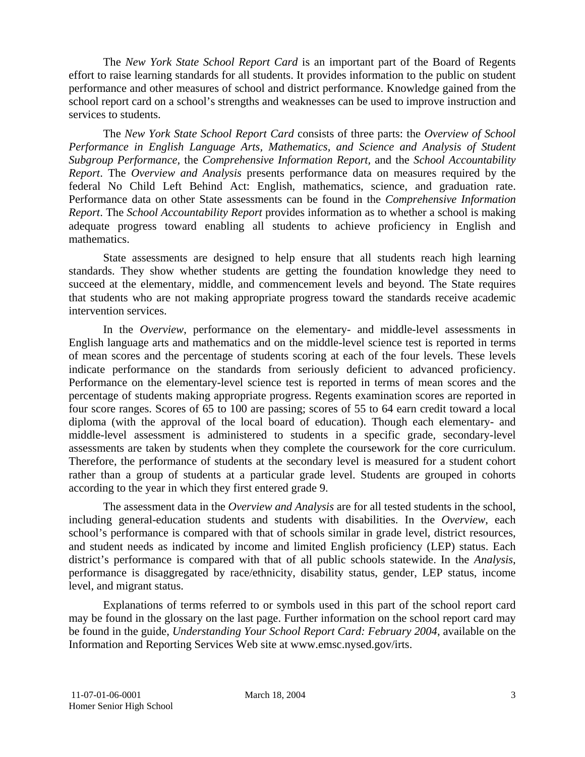The *New York State School Report Card* is an important part of the Board of Regents effort to raise learning standards for all students. It provides information to the public on student performance and other measures of school and district performance. Knowledge gained from the school report card on a school's strengths and weaknesses can be used to improve instruction and services to students.

The *New York State School Report Card* consists of three parts: the *Overview of School Performance in English Language Arts, Mathematics, and Science and Analysis of Student Subgroup Performance,* the *Comprehensive Information Report,* and the *School Accountability Report*. The *Overview and Analysis* presents performance data on measures required by the federal No Child Left Behind Act: English, mathematics, science, and graduation rate. Performance data on other State assessments can be found in the *Comprehensive Information Report*. The *School Accountability Report* provides information as to whether a school is making adequate progress toward enabling all students to achieve proficiency in English and mathematics.

State assessments are designed to help ensure that all students reach high learning standards. They show whether students are getting the foundation knowledge they need to succeed at the elementary, middle, and commencement levels and beyond. The State requires that students who are not making appropriate progress toward the standards receive academic intervention services.

In the *Overview*, performance on the elementary- and middle-level assessments in English language arts and mathematics and on the middle-level science test is reported in terms of mean scores and the percentage of students scoring at each of the four levels. These levels indicate performance on the standards from seriously deficient to advanced proficiency. Performance on the elementary-level science test is reported in terms of mean scores and the percentage of students making appropriate progress. Regents examination scores are reported in four score ranges. Scores of 65 to 100 are passing; scores of 55 to 64 earn credit toward a local diploma (with the approval of the local board of education). Though each elementary- and middle-level assessment is administered to students in a specific grade, secondary-level assessments are taken by students when they complete the coursework for the core curriculum. Therefore, the performance of students at the secondary level is measured for a student cohort rather than a group of students at a particular grade level. Students are grouped in cohorts according to the year in which they first entered grade 9.

The assessment data in the *Overview and Analysis* are for all tested students in the school, including general-education students and students with disabilities. In the *Overview*, each school's performance is compared with that of schools similar in grade level, district resources, and student needs as indicated by income and limited English proficiency (LEP) status. Each district's performance is compared with that of all public schools statewide. In the *Analysis*, performance is disaggregated by race/ethnicity, disability status, gender, LEP status, income level, and migrant status.

Explanations of terms referred to or symbols used in this part of the school report card may be found in the glossary on the last page. Further information on the school report card may be found in the guide, *Understanding Your School Report Card: February 2004*, available on the Information and Reporting Services Web site at www.emsc.nysed.gov/irts.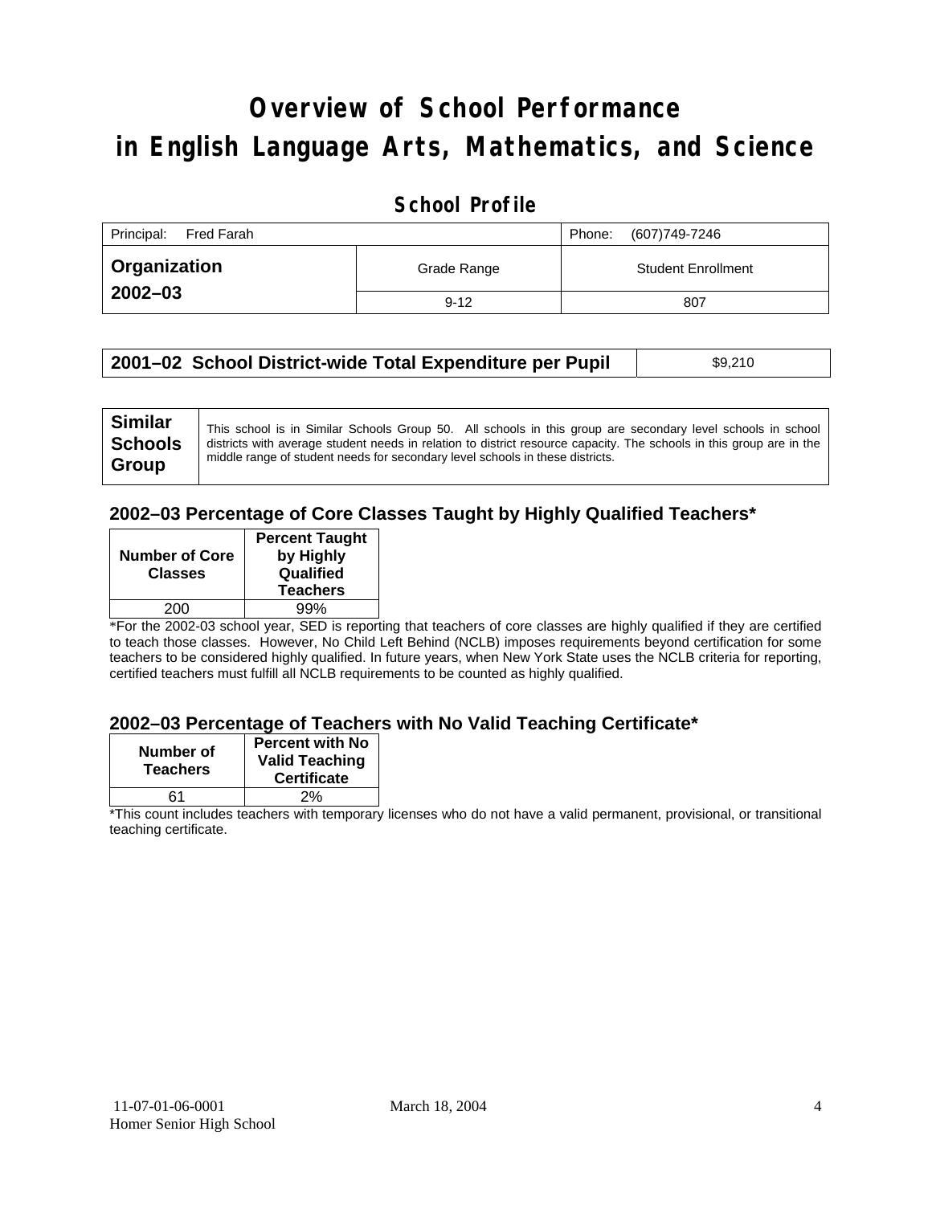# Overview of School Performance in English Language Arts, Mathematics, and Science

## School Profile

| Principal: Fred Farah | | Phone: (607)749-7246 |
|---|---|---|
| **Organization 2002–03** | Grade Range | Student Enrollment |
| | 9-12 | 807 |

| **2001–02 School District-wide Total Expenditure per Pupil** | $9,210 |
|---|---|

| **Similar Schools Group** | This school is in Similar Schools Group 50. All schools in this group are secondary level schools in school districts with average student needs in relation to district resource capacity. The schools in this group are in the middle range of student needs for secondary level schools in these districts. |
|---|---|

### 2002–03 Percentage of Core Classes Taught by Highly Qualified Teachers*

| Number of Core Classes | Percent Taught by Highly Qualified Teachers |
|---|---|
| 200 | 99% |

*For the 2002-03 school year, SED is reporting that teachers of core classes are highly qualified if they are certified to teach those classes. However, No Child Left Behind (NCLB) imposes requirements beyond certification for some teachers to be considered highly qualified. In future years, when New York State uses the NCLB criteria for reporting, certified teachers must fulfill all NCLB requirements to be counted as highly qualified.

### 2002–03 Percentage of Teachers with No Valid Teaching Certificate*

| Number of Teachers | Percent with No Valid Teaching Certificate |
|---|---|
| 61 | 2% |

*This count includes teachers with temporary licenses who do not have a valid permanent, provisional, or transitional teaching certificate.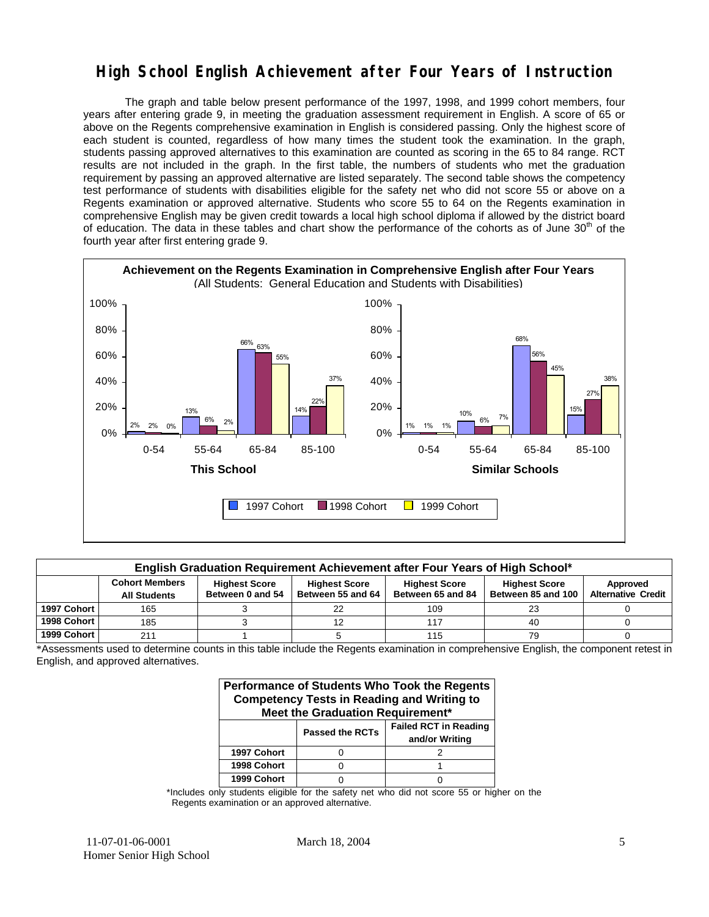# High School English Achievement after Four Years of Instruction

The graph and table below present performance of the 1997, 1998, and 1999 cohort members, four years after entering grade 9, in meeting the graduation assessment requirement in English. A score of 65 or above on the Regents comprehensive examination in English is considered passing. Only the highest score of each student is counted, regardless of how many times the student took the examination. In the graph, students passing approved alternatives to this examination are counted as scoring in the 65 to 84 range. RCT results are not included in the graph. In the first table, the numbers of students who met the graduation requirement by passing an approved alternative are listed separately. The second table shows the competency test performance of students with disabilities eligible for the safety net who did not score 55 or above on a Regents examination or approved alternative. Students who score 55 to 64 on the Regents examination in comprehensive English may be given credit towards a local high school diploma if allowed by the district board of education. The data in these tables and chart show the performance of the cohorts as of June 30th of the fourth year after first entering grade 9.

**Achievement on the Regents Examination in Comprehensive English after Four Years**
(All Students: General Education and Students with Disabilities)

**This School**

| Score | 1997 Cohort | 1998 Cohort | 1999 Cohort |
|---|---|---|---|
| 0-54 | 2% | 2% | 0% |
| 55-64 | 13% | 6% | 2% |
| 65-84 | 66% | 63% | 55% |
| 85-100 | 14% | 22% | 37% |

**Similar Schools**

| Score | 1997 Cohort | 1998 Cohort | 1999 Cohort |
|---|---|---|---|
| 0-54 | 1% | 1% | 1% |
| 55-64 | 10% | 6% | 7% |
| 65-84 | 68% | 56% | 45% |
| 85-100 | 15% | 27% | 38% |

**English Graduation Requirement Achievement after Four Years of High School***

| | Cohort Members All Students | Highest Score Between 0 and 54 | Highest Score Between 55 and 64 | Highest Score Between 65 and 84 | Highest Score Between 85 and 100 | Approved Alternative Credit |
|---|---|---|---|---|---|---|
| 1997 Cohort | 165 | 3 | 22 | 109 | 23 | 0 |
| 1998 Cohort | 185 | 3 | 12 | 117 | 40 | 0 |
| 1999 Cohort | 211 | 1 | 5 | 115 | 79 | 0 |

*Assessments used to determine counts in this table include the Regents examination in comprehensive English, the component retest in English, and approved alternatives.

**Performance of Students Who Took the Regents Competency Tests in Reading and Writing to Meet the Graduation Requirement***

| | Passed the RCTs | Failed RCT in Reading and/or Writing |
|---|---|---|
| 1997 Cohort | 0 | 2 |
| 1998 Cohort | 0 | 1 |
| 1999 Cohort | 0 | 0 |

*Includes only students eligible for the safety net who did not score 55 or higher on the Regents examination or an approved alternative.

11-07-01-06-0001 Homer Senior High School — March 18, 2004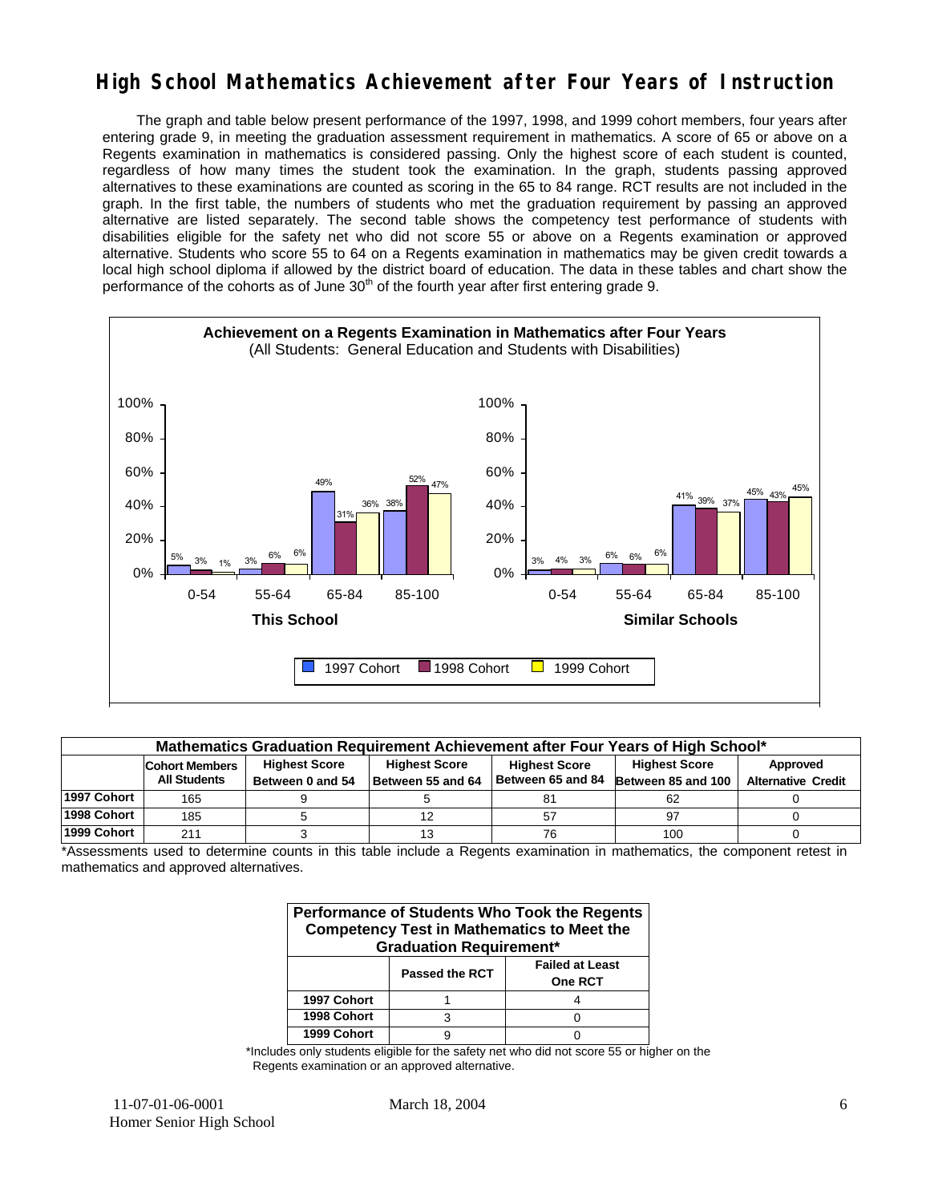# High School Mathematics Achievement after Four Years of Instruction

The graph and table below present performance of the 1997, 1998, and 1999 cohort members, four years after entering grade 9, in meeting the graduation assessment requirement in mathematics. A score of 65 or above on a Regents examination in mathematics is considered passing. Only the highest score of each student is counted, regardless of how many times the student took the examination. In the graph, students passing approved alternatives to these examinations are counted as scoring in the 65 to 84 range. RCT results are not included in the graph. In the first table, the numbers of students who met the graduation requirement by passing an approved alternative are listed separately. The second table shows the competency test performance of students with disabilities eligible for the safety net who did not score 55 or above on a Regents examination or approved alternative. Students who score 55 to 64 on a Regents examination in mathematics may be given credit towards a local high school diploma if allowed by the district board of education. The data in these tables and chart show the performance of the cohorts as of June 30th of the fourth year after first entering grade 9.

**Achievement on a Regents Examination in Mathematics after Four Years**
(All Students: General Education and Students with Disabilities)

| This School | 1997 Cohort | 1998 Cohort | 1999 Cohort |
|---|---|---|---|
| 0-54 | 5% | 3% | 1% |
| 55-64 | 3% | 6% | 6% |
| 65-84 | 49% | 31% | 36% |
| 85-100 | 38% | 52% | 47% |

| Similar Schools | 1997 Cohort | 1998 Cohort | 1999 Cohort |
|---|---|---|---|
| 0-54 | 3% | 4% | 3% |
| 55-64 | 6% | 6% | 6% |
| 65-84 | 41% | 39% | 37% |
| 85-100 | 45% | 43% | 45% |

| Mathematics Graduation Requirement Achievement after Four Years of High School* | | | | | | |
|---|---|---|---|---|---|---|
| | Cohort Members All Students | Highest Score Between 0 and 54 | Highest Score Between 55 and 64 | Highest Score Between 65 and 84 | Highest Score Between 85 and 100 | Approved Alternative Credit |
| 1997 Cohort | 165 | 9 | 5 | 81 | 62 | 0 |
| 1998 Cohort | 185 | 5 | 12 | 57 | 97 | 0 |
| 1999 Cohort | 211 | 3 | 13 | 76 | 100 | 0 |

*Assessments used to determine counts in this table include a Regents examination in mathematics, the component retest in mathematics and approved alternatives.

| Performance of Students Who Took the Regents Competency Test in Mathematics to Meet the Graduation Requirement* | | |
|---|---|---|
| | Passed the RCT | Failed at Least One RCT |
| 1997 Cohort | 1 | 4 |
| 1998 Cohort | 3 | 0 |
| 1999 Cohort | 9 | 0 |

*Includes only students eligible for the safety net who did not score 55 or higher on the Regents examination or an approved alternative.

11-07-01-06-0001
Homer Senior High School

March 18, 2004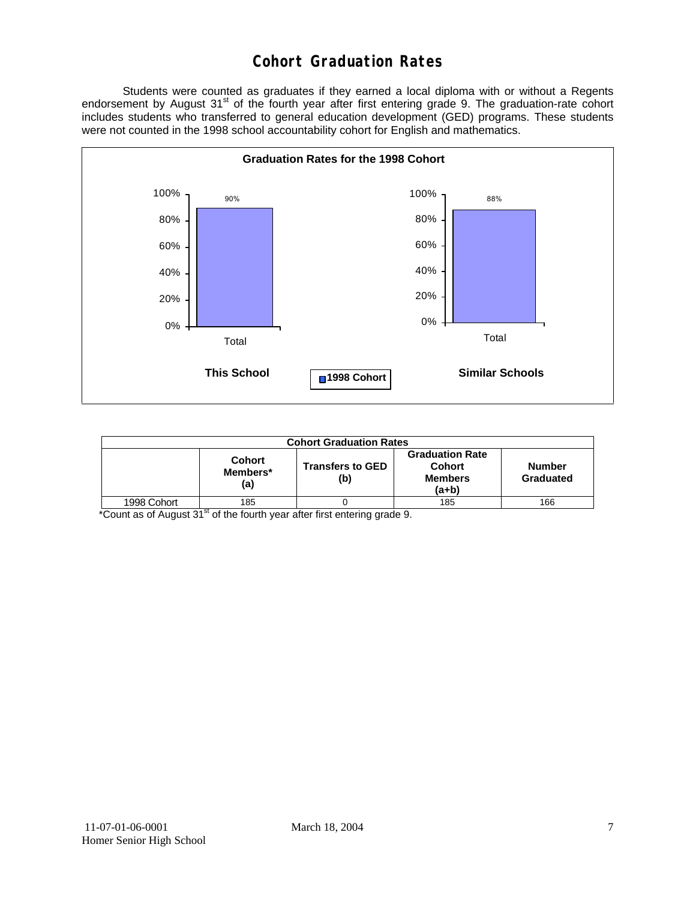# Cohort Graduation Rates

Students were counted as graduates if they earned a local diploma with or without a Regents endorsement by August 31st of the fourth year after first entering grade 9. The graduation-rate cohort includes students who transferred to general education development (GED) programs. These students were not counted in the 1998 school accountability cohort for English and mathematics.

**Graduation Rates for the 1998 Cohort**

| | This School | Similar Schools |
|---|---|---|
| Total (1998 Cohort) | 90% | 88% |

| Cohort Graduation Rates | | | | |
|---|---|---|---|---|
| | Cohort Members* (a) | Transfers to GED (b) | Graduation Rate Cohort Members (a+b) | Number Graduated |
| 1998 Cohort | 185 | 0 | 185 | 166 |

*Count as of August 31st of the fourth year after first entering grade 9.

11-07-01-06-0001
Homer Senior High School

March 18, 2004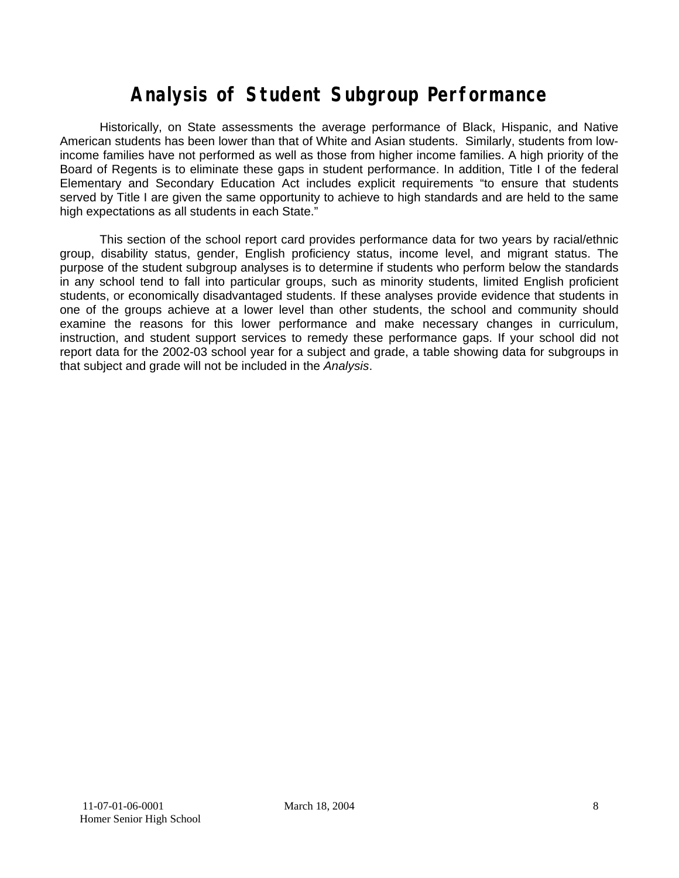# Analysis of Student Subgroup Performance

Historically, on State assessments the average performance of Black, Hispanic, and Native American students has been lower than that of White and Asian students. Similarly, students from low-income families have not performed as well as those from higher income families. A high priority of the Board of Regents is to eliminate these gaps in student performance. In addition, Title I of the federal Elementary and Secondary Education Act includes explicit requirements "to ensure that students served by Title I are given the same opportunity to achieve to high standards and are held to the same high expectations as all students in each State."

This section of the school report card provides performance data for two years by racial/ethnic group, disability status, gender, English proficiency status, income level, and migrant status. The purpose of the student subgroup analyses is to determine if students who perform below the standards in any school tend to fall into particular groups, such as minority students, limited English proficient students, or economically disadvantaged students. If these analyses provide evidence that students in one of the groups achieve at a lower level than other students, the school and community should examine the reasons for this lower performance and make necessary changes in curriculum, instruction, and student support services to remedy these performance gaps. If your school did not report data for the 2002-03 school year for a subject and grade, a table showing data for subgroups in that subject and grade will not be included in the *Analysis*.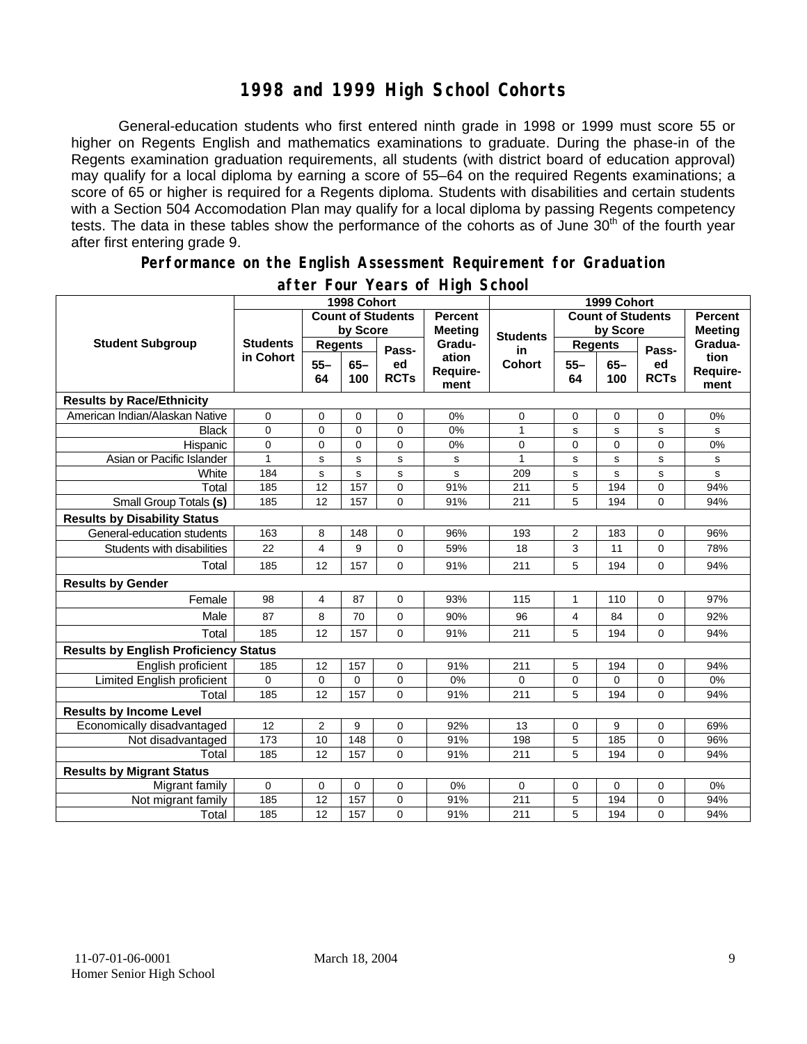# 1998 and 1999 High School Cohorts

General-education students who first entered ninth grade in 1998 or 1999 must score 55 or higher on Regents English and mathematics examinations to graduate. During the phase-in of the Regents examination graduation requirements, all students (with district board of education approval) may qualify for a local diploma by earning a score of 55–64 on the required Regents examinations; a score of 65 or higher is required for a Regents diploma. Students with disabilities and certain students with a Section 504 Accomodation Plan may qualify for a local diploma by passing Regents competency tests. The data in these tables show the performance of the cohorts as of June 30th of the fourth year after first entering grade 9.

## Performance on the English Assessment Requirement for Graduation after Four Years of High School

| Student Subgroup | 1998 Cohort | | | | | 1999 Cohort | | | | |
|---|---|---|---|---|---|---|---|---|---|---|
| | Students in Cohort | Count of Students by Score | | | Percent Meeting Graduation Requirement | Students in Cohort | Count of Students by Score | | | Percent Meeting Graduation Requirement |
| | | Regents 55–64 | Regents 65–100 | Passed RCTs | | | Regents 55–64 | Regents 65–100 | Passed RCTs | |
| **Results by Race/Ethnicity** | | | | | | | | | | |
| American Indian/Alaskan Native | 0 | 0 | 0 | 0 | 0% | 0 | 0 | 0 | 0 | 0% |
| Black | 0 | 0 | 0 | 0 | 0% | 1 | s | s | s | s |
| Hispanic | 0 | 0 | 0 | 0 | 0% | 0 | 0 | 0 | 0 | 0% |
| Asian or Pacific Islander | 1 | s | s | s | s | 1 | s | s | s | s |
| White | 184 | s | s | s | s | 209 | s | s | s | s |
| Total | 185 | 12 | 157 | 0 | 91% | 211 | 5 | 194 | 0 | 94% |
| Small Group Totals **(s)** | 185 | 12 | 157 | 0 | 91% | 211 | 5 | 194 | 0 | 94% |
| **Results by Disability Status** | | | | | | | | | | |
| General-education students | 163 | 8 | 148 | 0 | 96% | 193 | 2 | 183 | 0 | 96% |
| Students with disabilities | 22 | 4 | 9 | 0 | 59% | 18 | 3 | 11 | 0 | 78% |
| Total | 185 | 12 | 157 | 0 | 91% | 211 | 5 | 194 | 0 | 94% |
| **Results by Gender** | | | | | | | | | | |
| Female | 98 | 4 | 87 | 0 | 93% | 115 | 1 | 110 | 0 | 97% |
| Male | 87 | 8 | 70 | 0 | 90% | 96 | 4 | 84 | 0 | 92% |
| Total | 185 | 12 | 157 | 0 | 91% | 211 | 5 | 194 | 0 | 94% |
| **Results by English Proficiency Status** | | | | | | | | | | |
| English proficient | 185 | 12 | 157 | 0 | 91% | 211 | 5 | 194 | 0 | 94% |
| Limited English proficient | 0 | 0 | 0 | 0 | 0% | 0 | 0 | 0 | 0 | 0% |
| Total | 185 | 12 | 157 | 0 | 91% | 211 | 5 | 194 | 0 | 94% |
| **Results by Income Level** | | | | | | | | | | |
| Economically disadvantaged | 12 | 2 | 9 | 0 | 92% | 13 | 0 | 9 | 0 | 69% |
| Not disadvantaged | 173 | 10 | 148 | 0 | 91% | 198 | 5 | 185 | 0 | 96% |
| Total | 185 | 12 | 157 | 0 | 91% | 211 | 5 | 194 | 0 | 94% |
| **Results by Migrant Status** | | | | | | | | | | |
| Migrant family | 0 | 0 | 0 | 0 | 0% | 0 | 0 | 0 | 0 | 0% |
| Not migrant family | 185 | 12 | 157 | 0 | 91% | 211 | 5 | 194 | 0 | 94% |
| Total | 185 | 12 | 157 | 0 | 91% | 211 | 5 | 194 | 0 | 94% |

11-07-01-06-0001 March 18, 2004
Homer Senior High School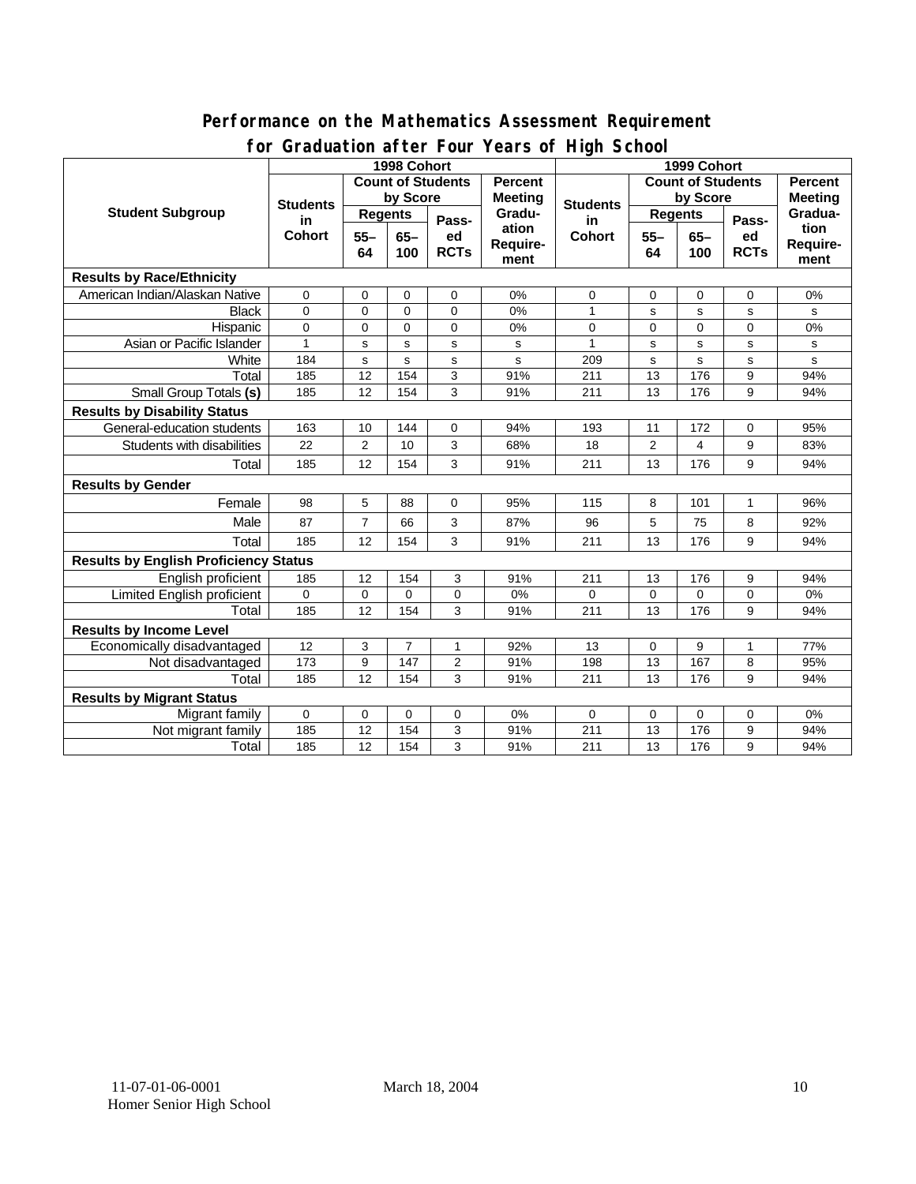## Performance on the Mathematics Assessment Requirement for Graduation after Four Years of High School

| Student Subgroup | 1998 Cohort | | | | | 1999 Cohort | | | | |
|---|---|---|---|---|---|---|---|---|---|---|
| | Students in Cohort | Count of Students by Score | | | Percent Meeting Graduation Requirement | Students in Cohort | Count of Students by Score | | | Percent Meeting Graduation Requirement |
| | | Regents | | Passed RCTs | | | Regents | | Passed RCTs | |
| | | 55–64 | 65–100 | | | | 55–64 | 65–100 | | |
| **Results by Race/Ethnicity** | | | | | | | | | | |
| American Indian/Alaskan Native | 0 | 0 | 0 | 0 | 0% | 0 | 0 | 0 | 0 | 0% |
| Black | 0 | 0 | 0 | 0 | 0% | 1 | s | s | s | s |
| Hispanic | 0 | 0 | 0 | 0 | 0% | 0 | 0 | 0 | 0 | 0% |
| Asian or Pacific Islander | 1 | s | s | s | s | 1 | s | s | s | s |
| White | 184 | s | s | s | s | 209 | s | s | s | s |
| Total | 185 | 12 | 154 | 3 | 91% | 211 | 13 | 176 | 9 | 94% |
| Small Group Totals **(s)** | 185 | 12 | 154 | 3 | 91% | 211 | 13 | 176 | 9 | 94% |
| **Results by Disability Status** | | | | | | | | | | |
| General-education students | 163 | 10 | 144 | 0 | 94% | 193 | 11 | 172 | 0 | 95% |
| Students with disabilities | 22 | 2 | 10 | 3 | 68% | 18 | 2 | 4 | 9 | 83% |
| Total | 185 | 12 | 154 | 3 | 91% | 211 | 13 | 176 | 9 | 94% |
| **Results by Gender** | | | | | | | | | | |
| Female | 98 | 5 | 88 | 0 | 95% | 115 | 8 | 101 | 1 | 96% |
| Male | 87 | 7 | 66 | 3 | 87% | 96 | 5 | 75 | 8 | 92% |
| Total | 185 | 12 | 154 | 3 | 91% | 211 | 13 | 176 | 9 | 94% |
| **Results by English Proficiency Status** | | | | | | | | | | |
| English proficient | 185 | 12 | 154 | 3 | 91% | 211 | 13 | 176 | 9 | 94% |
| Limited English proficient | 0 | 0 | 0 | 0 | 0% | 0 | 0 | 0 | 0 | 0% |
| Total | 185 | 12 | 154 | 3 | 91% | 211 | 13 | 176 | 9 | 94% |
| **Results by Income Level** | | | | | | | | | | |
| Economically disadvantaged | 12 | 3 | 7 | 1 | 92% | 13 | 0 | 9 | 1 | 77% |
| Not disadvantaged | 173 | 9 | 147 | 2 | 91% | 198 | 13 | 167 | 8 | 95% |
| Total | 185 | 12 | 154 | 3 | 91% | 211 | 13 | 176 | 9 | 94% |
| **Results by Migrant Status** | | | | | | | | | | |
| Migrant family | 0 | 0 | 0 | 0 | 0% | 0 | 0 | 0 | 0 | 0% |
| Not migrant family | 185 | 12 | 154 | 3 | 91% | 211 | 13 | 176 | 9 | 94% |
| Total | 185 | 12 | 154 | 3 | 91% | 211 | 13 | 176 | 9 | 94% |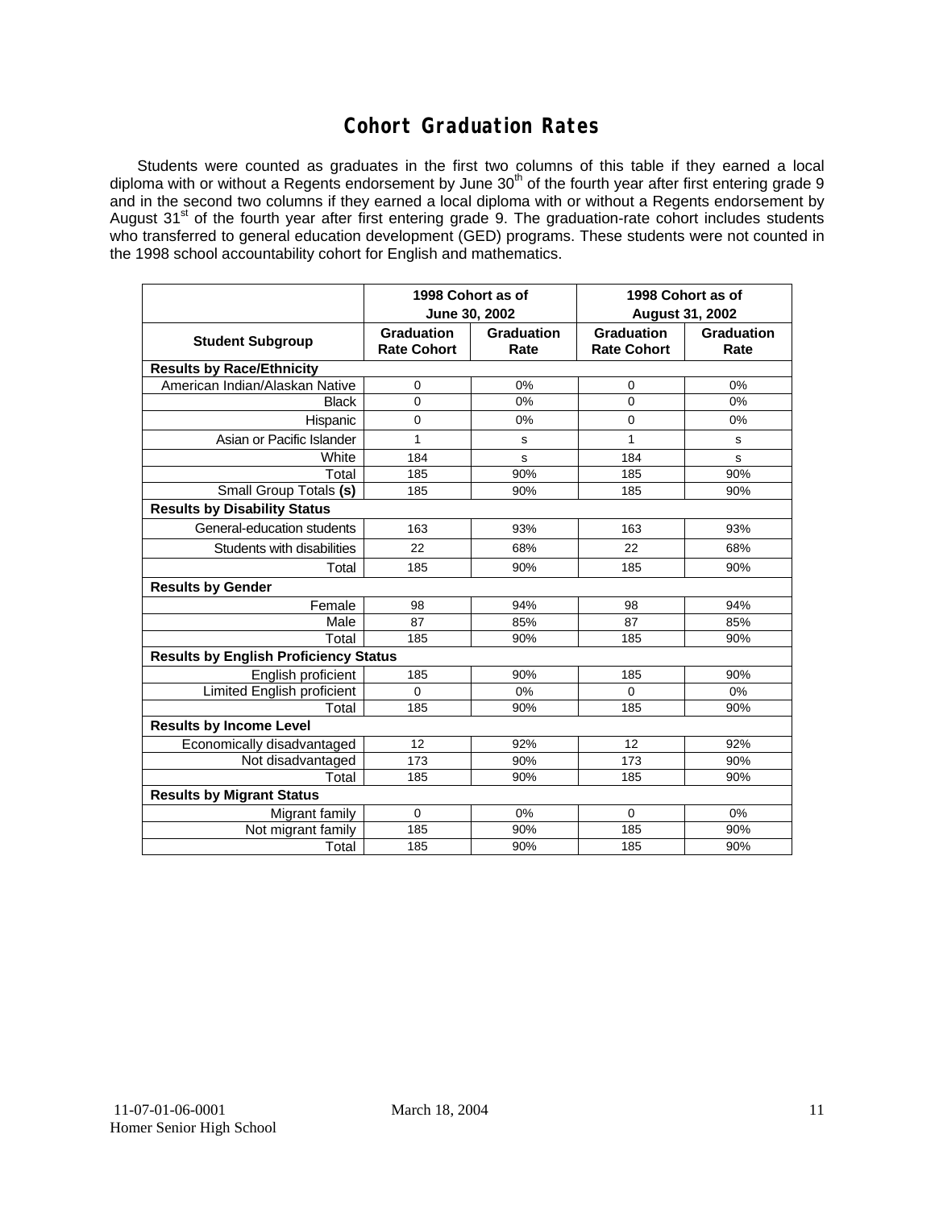# Cohort Graduation Rates

Students were counted as graduates in the first two columns of this table if they earned a local diploma with or without a Regents endorsement by June 30th of the fourth year after first entering grade 9 and in the second two columns if they earned a local diploma with or without a Regents endorsement by August 31st of the fourth year after first entering grade 9. The graduation-rate cohort includes students who transferred to general education development (GED) programs. These students were not counted in the 1998 school accountability cohort for English and mathematics.

| | 1998 Cohort as of June 30, 2002 | | 1998 Cohort as of August 31, 2002 | |
|---|---|---|---|---|
| **Student Subgroup** | **Graduation Rate Cohort** | **Graduation Rate** | **Graduation Rate Cohort** | **Graduation Rate** |
| **Results by Race/Ethnicity** | | | | |
| American Indian/Alaskan Native | 0 | 0% | 0 | 0% |
| Black | 0 | 0% | 0 | 0% |
| Hispanic | 0 | 0% | 0 | 0% |
| Asian or Pacific Islander | 1 | s | 1 | s |
| White | 184 | s | 184 | s |
| Total | 185 | 90% | 185 | 90% |
| Small Group Totals **(s)** | 185 | 90% | 185 | 90% |
| **Results by Disability Status** | | | | |
| General-education students | 163 | 93% | 163 | 93% |
| Students with disabilities | 22 | 68% | 22 | 68% |
| Total | 185 | 90% | 185 | 90% |
| **Results by Gender** | | | | |
| Female | 98 | 94% | 98 | 94% |
| Male | 87 | 85% | 87 | 85% |
| Total | 185 | 90% | 185 | 90% |
| **Results by English Proficiency Status** | | | | |
| English proficient | 185 | 90% | 185 | 90% |
| Limited English proficient | 0 | 0% | 0 | 0% |
| Total | 185 | 90% | 185 | 90% |
| **Results by Income Level** | | | | |
| Economically disadvantaged | 12 | 92% | 12 | 92% |
| Not disadvantaged | 173 | 90% | 173 | 90% |
| Total | 185 | 90% | 185 | 90% |
| **Results by Migrant Status** | | | | |
| Migrant family | 0 | 0% | 0 | 0% |
| Not migrant family | 185 | 90% | 185 | 90% |
| Total | 185 | 90% | 185 | 90% |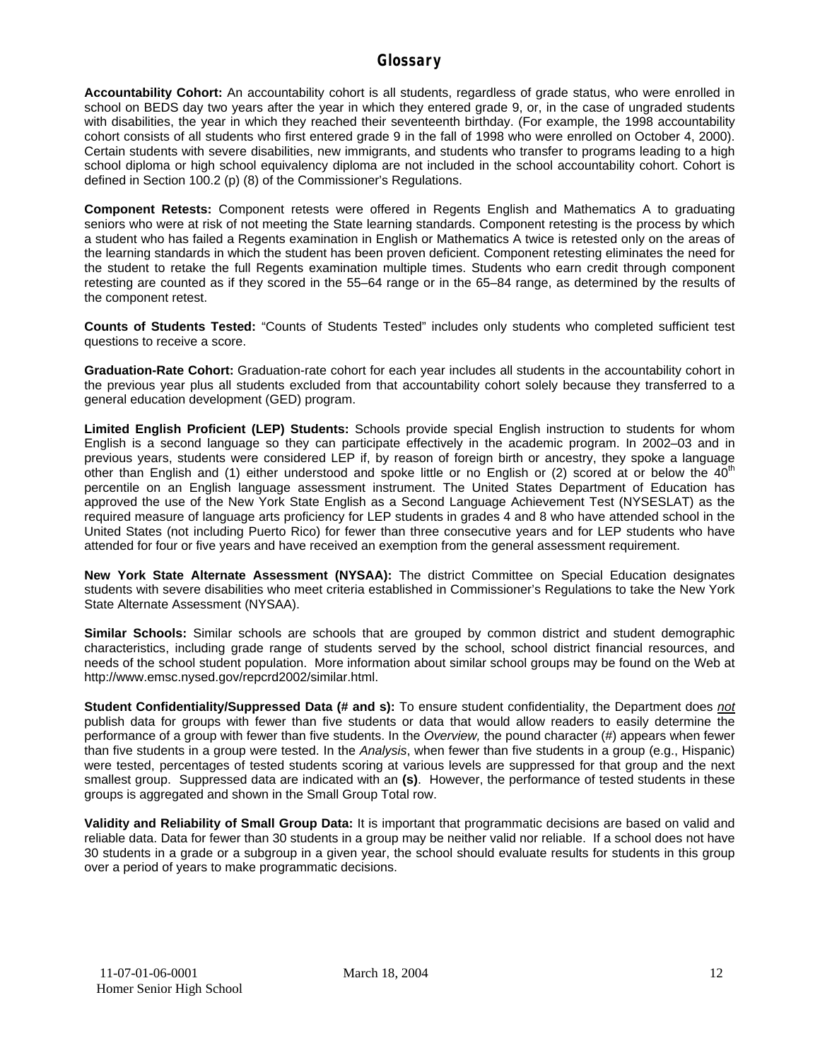# Glossary

**Accountability Cohort:** An accountability cohort is all students, regardless of grade status, who were enrolled in school on BEDS day two years after the year in which they entered grade 9, or, in the case of ungraded students with disabilities, the year in which they reached their seventeenth birthday. (For example, the 1998 accountability cohort consists of all students who first entered grade 9 in the fall of 1998 who were enrolled on October 4, 2000). Certain students with severe disabilities, new immigrants, and students who transfer to programs leading to a high school diploma or high school equivalency diploma are not included in the school accountability cohort. Cohort is defined in Section 100.2 (p) (8) of the Commissioner's Regulations.

**Component Retests:** Component retests were offered in Regents English and Mathematics A to graduating seniors who were at risk of not meeting the State learning standards. Component retesting is the process by which a student who has failed a Regents examination in English or Mathematics A twice is retested only on the areas of the learning standards in which the student has been proven deficient. Component retesting eliminates the need for the student to retake the full Regents examination multiple times. Students who earn credit through component retesting are counted as if they scored in the 55–64 range or in the 65–84 range, as determined by the results of the component retest.

**Counts of Students Tested:** "Counts of Students Tested" includes only students who completed sufficient test questions to receive a score.

**Graduation-Rate Cohort:** Graduation-rate cohort for each year includes all students in the accountability cohort in the previous year plus all students excluded from that accountability cohort solely because they transferred to a general education development (GED) program.

**Limited English Proficient (LEP) Students:** Schools provide special English instruction to students for whom English is a second language so they can participate effectively in the academic program. In 2002–03 and in previous years, students were considered LEP if, by reason of foreign birth or ancestry, they spoke a language other than English and (1) either understood and spoke little or no English or (2) scored at or below the 40th percentile on an English language assessment instrument. The United States Department of Education has approved the use of the New York State English as a Second Language Achievement Test (NYSESLAT) as the required measure of language arts proficiency for LEP students in grades 4 and 8 who have attended school in the United States (not including Puerto Rico) for fewer than three consecutive years and for LEP students who have attended for four or five years and have received an exemption from the general assessment requirement.

**New York State Alternate Assessment (NYSAA):** The district Committee on Special Education designates students with severe disabilities who meet criteria established in Commissioner's Regulations to take the New York State Alternate Assessment (NYSAA).

**Similar Schools:** Similar schools are schools that are grouped by common district and student demographic characteristics, including grade range of students served by the school, school district financial resources, and needs of the school student population. More information about similar school groups may be found on the Web at http://www.emsc.nysed.gov/repcrd2002/similar.html.

**Student Confidentiality/Suppressed Data (# and s):** To ensure student confidentiality, the Department does *not* publish data for groups with fewer than five students or data that would allow readers to easily determine the performance of a group with fewer than five students. In the *Overview,* the pound character (#) appears when fewer than five students in a group were tested. In the *Analysis*, when fewer than five students in a group (e.g., Hispanic) were tested, percentages of tested students scoring at various levels are suppressed for that group and the next smallest group. Suppressed data are indicated with an **(s)**. However, the performance of tested students in these groups is aggregated and shown in the Small Group Total row.

**Validity and Reliability of Small Group Data:** It is important that programmatic decisions are based on valid and reliable data. Data for fewer than 30 students in a group may be neither valid nor reliable. If a school does not have 30 students in a grade or a subgroup in a given year, the school should evaluate results for students in this group over a period of years to make programmatic decisions.